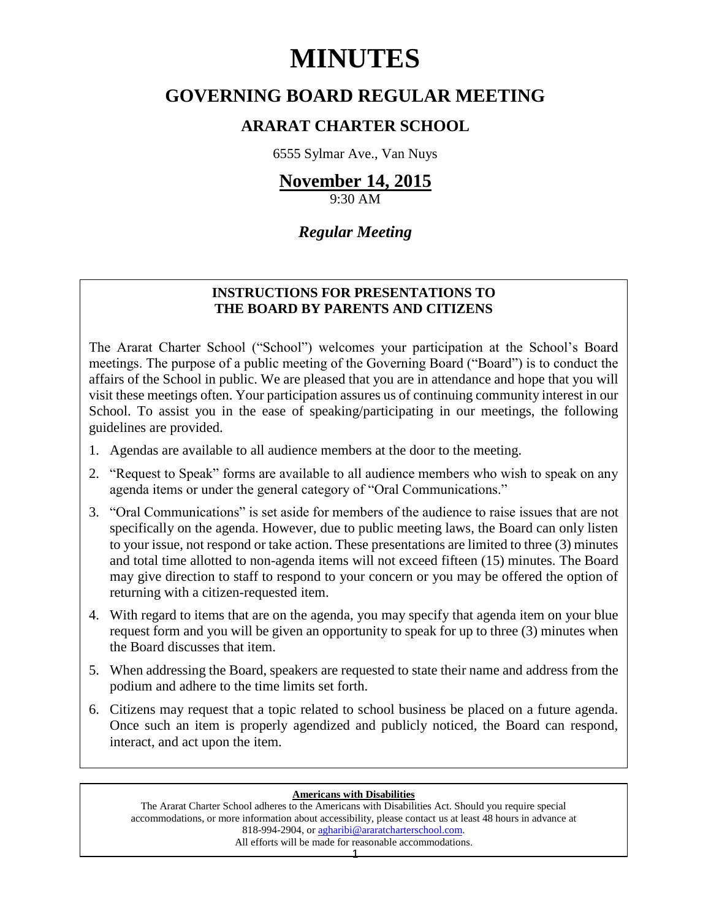# MINUTES

## GOVERNING BOARD REGULAR MEETING

### ARARAT CHARTER SCHOOL

6555 Sylmar Ave., Van Nuys

**November 14, 2015**

9:30 AM

***Regular Meeting***

**INSTRUCTIONS FOR PRESENTATIONS TO THE BOARD BY PARENTS AND CITIZENS**

The Ararat Charter School ("School") welcomes your participation at the School's Board meetings. The purpose of a public meeting of the Governing Board ("Board") is to conduct the affairs of the School in public. We are pleased that you are in attendance and hope that you will visit these meetings often. Your participation assures us of continuing community interest in our School. To assist you in the ease of speaking/participating in our meetings, the following guidelines are provided.

1. Agendas are available to all audience members at the door to the meeting.
2. "Request to Speak" forms are available to all audience members who wish to speak on any agenda items or under the general category of "Oral Communications."
3. "Oral Communications" is set aside for members of the audience to raise issues that are not specifically on the agenda. However, due to public meeting laws, the Board can only listen to your issue, not respond or take action. These presentations are limited to three (3) minutes and total time allotted to non-agenda items will not exceed fifteen (15) minutes. The Board may give direction to staff to respond to your concern or you may be offered the option of returning with a citizen-requested item.
4. With regard to items that are on the agenda, you may specify that agenda item on your blue request form and you will be given an opportunity to speak for up to three (3) minutes when the Board discusses that item.
5. When addressing the Board, speakers are requested to state their name and address from the podium and adhere to the time limits set forth.
6. Citizens may request that a topic related to school business be placed on a future agenda. Once such an item is properly agendized and publicly noticed, the Board can respond, interact, and act upon the item.

**Americans with Disabilities**

The Ararat Charter School adheres to the Americans with Disabilities Act. Should you require special accommodations, or more information about accessibility, please contact us at least 48 hours in advance at 818-994-2904, or agharibi@araratcharterschool.com.
All efforts will be made for reasonable accommodations.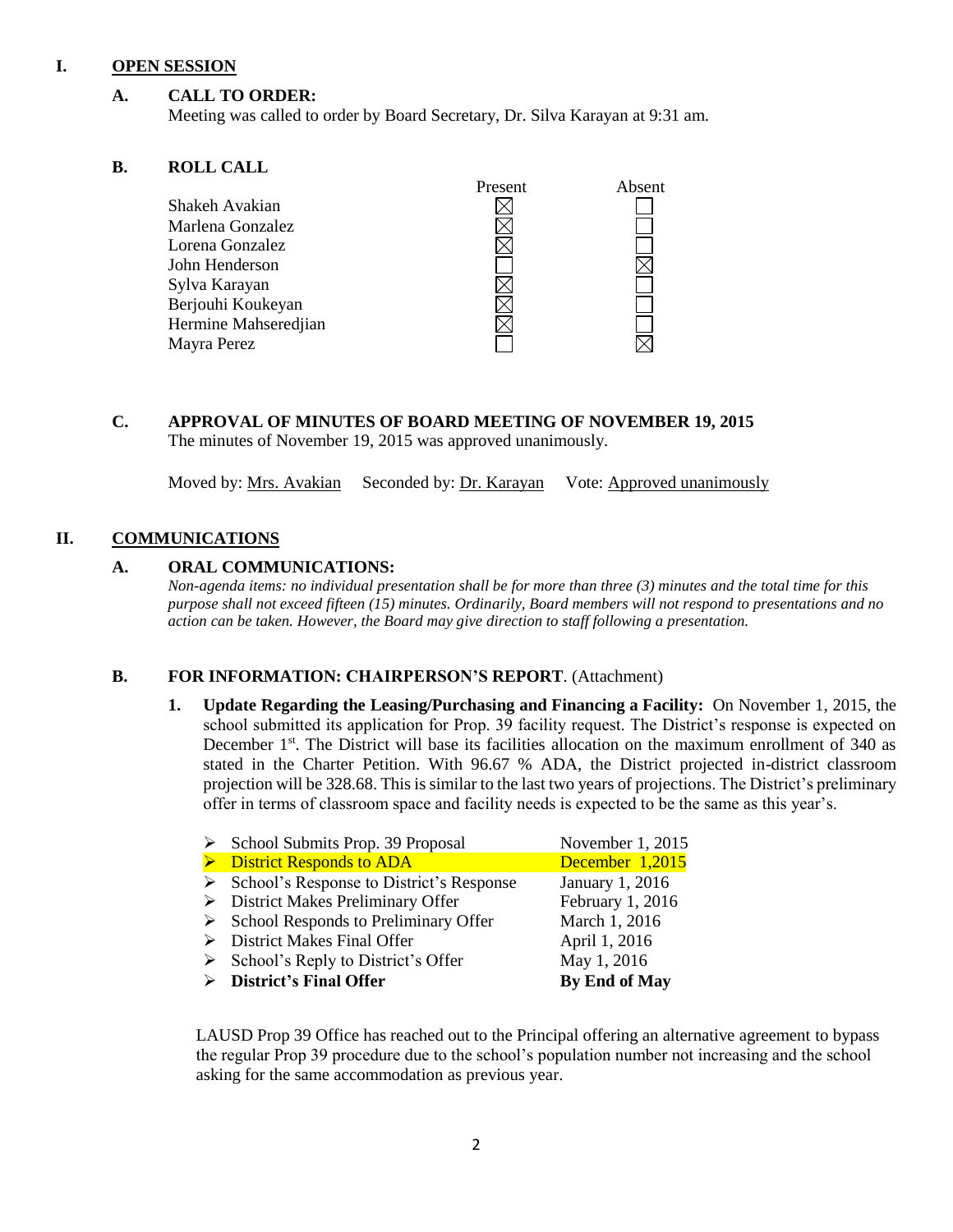## I. OPEN SESSION

### A. CALL TO ORDER:

Meeting was called to order by Board Secretary, Dr. Silva Karayan at 9:31 am.

### B. ROLL CALL

| | Present | Absent |
|---|---|---|
| Shakeh Avakian | ☒ | ☐ |
| Marlena Gonzalez | ☒ | ☐ |
| Lorena Gonzalez | ☒ | ☐ |
| John Henderson | ☐ | ☒ |
| Sylva Karayan | ☒ | ☐ |
| Berjouhi Koukeyan | ☒ | ☐ |
| Hermine Mahseredjian | ☒ | ☐ |
| Mayra Perez | ☐ | ☒ |

### C. APPROVAL OF MINUTES OF BOARD MEETING OF NOVEMBER 19, 2015

The minutes of November 19, 2015 was approved unanimously.

Moved by: Mrs. Avakian Seconded by: Dr. Karayan Vote: Approved unanimously

## II. COMMUNICATIONS

### A. ORAL COMMUNICATIONS:

*Non-agenda items: no individual presentation shall be for more than three (3) minutes and the total time for this purpose shall not exceed fifteen (15) minutes. Ordinarily, Board members will not respond to presentations and no action can be taken. However, the Board may give direction to staff following a presentation.*

### B. FOR INFORMATION: CHAIRPERSON'S REPORT. (Attachment)

1. **Update Regarding the Leasing/Purchasing and Financing a Facility:** On November 1, 2015, the school submitted its application for Prop. 39 facility request. The District's response is expected on December 1st. The District will base its facilities allocation on the maximum enrollment of 340 as stated in the Charter Petition. With 96.67 % ADA, the District projected in-district classroom projection will be 328.68. This is similar to the last two years of projections. The District's preliminary offer in terms of classroom space and facility needs is expected to be the same as this year's.

| | |
|---|---|
| ➢ School Submits Prop. 39 Proposal | November 1, 2015 |
| ➢ District Responds to ADA | December 1,2015 |
| ➢ School's Response to District's Response | January 1, 2016 |
| ➢ District Makes Preliminary Offer | February 1, 2016 |
| ➢ School Responds to Preliminary Offer | March 1, 2016 |
| ➢ District Makes Final Offer | April 1, 2016 |
| ➢ School's Reply to District's Offer | May 1, 2016 |
| ➢ **District's Final Offer** | **By End of May** |

LAUSD Prop 39 Office has reached out to the Principal offering an alternative agreement to bypass the regular Prop 39 procedure due to the school's population number not increasing and the school asking for the same accommodation as previous year.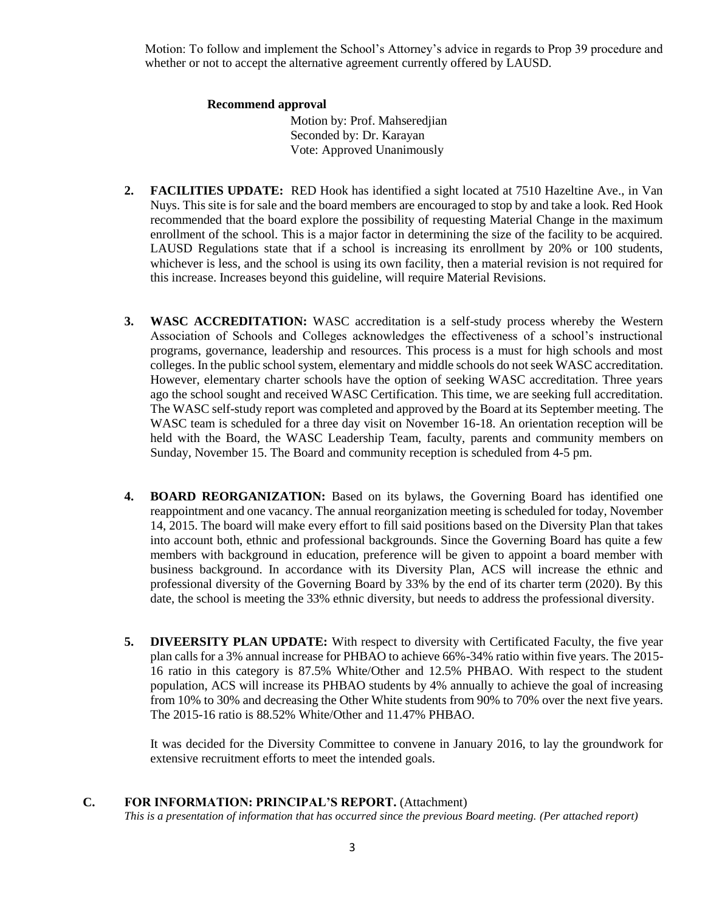Motion: To follow and implement the School's Attorney's advice in regards to Prop 39 procedure and whether or not to accept the alternative agreement currently offered by LAUSD.

**Recommend approval**

Motion by: Prof. Mahseredjian
Seconded by: Dr. Karayan
Vote: Approved Unanimously

2. **FACILITIES UPDATE:** RED Hook has identified a sight located at 7510 Hazeltine Ave., in Van Nuys. This site is for sale and the board members are encouraged to stop by and take a look. Red Hook recommended that the board explore the possibility of requesting Material Change in the maximum enrollment of the school. This is a major factor in determining the size of the facility to be acquired. LAUSD Regulations state that if a school is increasing its enrollment by 20% or 100 students, whichever is less, and the school is using its own facility, then a material revision is not required for this increase. Increases beyond this guideline, will require Material Revisions.

3. **WASC ACCREDITATION:** WASC accreditation is a self-study process whereby the Western Association of Schools and Colleges acknowledges the effectiveness of a school's instructional programs, governance, leadership and resources. This process is a must for high schools and most colleges. In the public school system, elementary and middle schools do not seek WASC accreditation. However, elementary charter schools have the option of seeking WASC accreditation. Three years ago the school sought and received WASC Certification. This time, we are seeking full accreditation. The WASC self-study report was completed and approved by the Board at its September meeting. The WASC team is scheduled for a three day visit on November 16-18. An orientation reception will be held with the Board, the WASC Leadership Team, faculty, parents and community members on Sunday, November 15. The Board and community reception is scheduled from 4-5 pm.

4. **BOARD REORGANIZATION:** Based on its bylaws, the Governing Board has identified one reappointment and one vacancy. The annual reorganization meeting is scheduled for today, November 14, 2015. The board will make every effort to fill said positions based on the Diversity Plan that takes into account both, ethnic and professional backgrounds. Since the Governing Board has quite a few members with background in education, preference will be given to appoint a board member with business background. In accordance with its Diversity Plan, ACS will increase the ethnic and professional diversity of the Governing Board by 33% by the end of its charter term (2020). By this date, the school is meeting the 33% ethnic diversity, but needs to address the professional diversity.

5. **DIVEERSITY PLAN UPDATE:** With respect to diversity with Certificated Faculty, the five year plan calls for a 3% annual increase for PHBAO to achieve 66%-34% ratio within five years. The 2015-16 ratio in this category is 87.5% White/Other and 12.5% PHBAO. With respect to the student population, ACS will increase its PHBAO students by 4% annually to achieve the goal of increasing from 10% to 30% and decreasing the Other White students from 90% to 70% over the next five years. The 2015-16 ratio is 88.52% White/Other and 11.47% PHBAO.

   It was decided for the Diversity Committee to convene in January 2016, to lay the groundwork for extensive recruitment efforts to meet the intended goals.

**C. FOR INFORMATION: PRINCIPAL'S REPORT.** (Attachment)

*This is a presentation of information that has occurred since the previous Board meeting. (Per attached report)*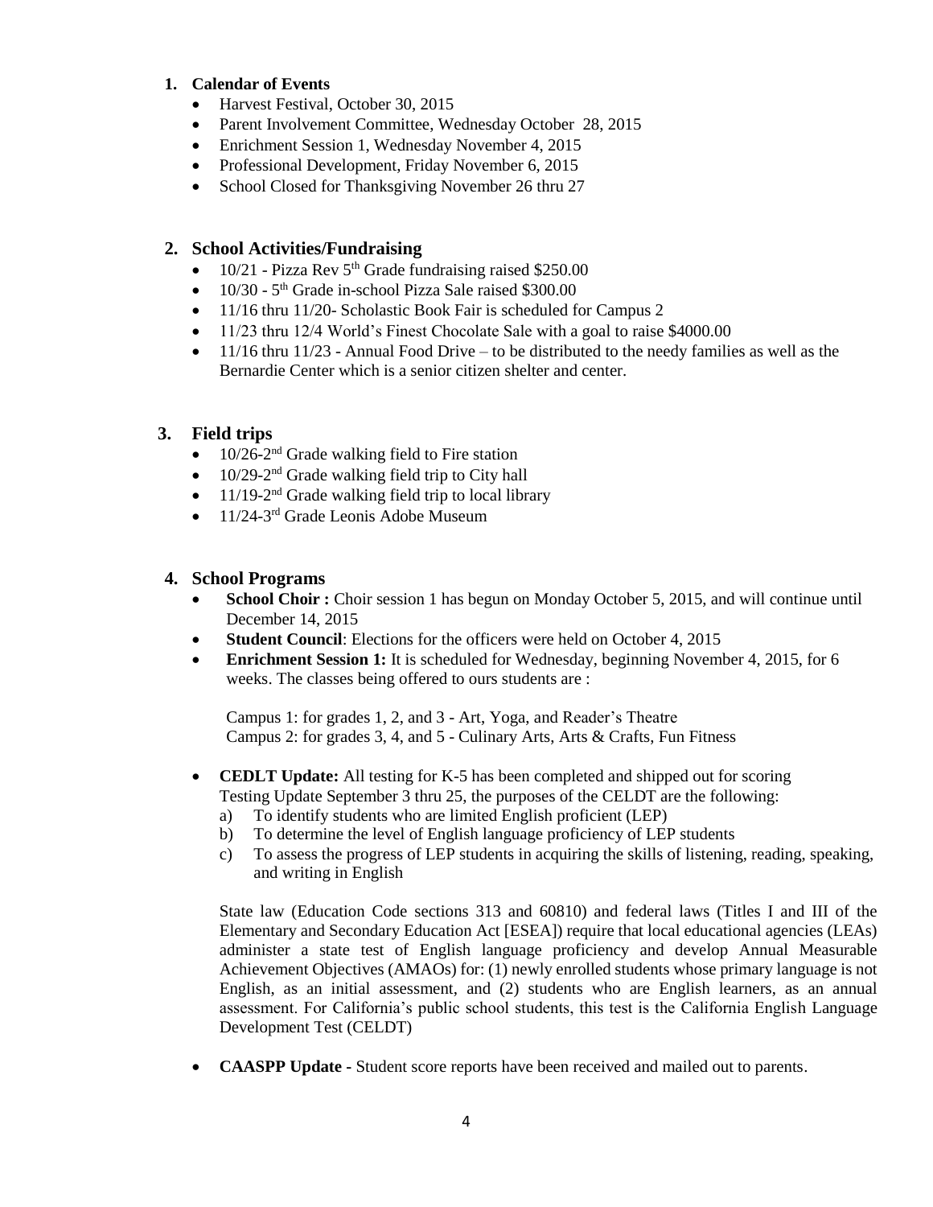1. **Calendar of Events**
    - Harvest Festival, October 30, 2015
    - Parent Involvement Committee, Wednesday October 28, 2015
    - Enrichment Session 1, Wednesday November 4, 2015
    - Professional Development, Friday November 6, 2015
    - School Closed for Thanksgiving November 26 thru 27

2. **School Activities/Fundraising**
    - 10/21 - Pizza Rev 5th Grade fundraising raised $250.00
    - 10/30 - 5th Grade in-school Pizza Sale raised $300.00
    - 11/16 thru 11/20- Scholastic Book Fair is scheduled for Campus 2
    - 11/23 thru 12/4 World's Finest Chocolate Sale with a goal to raise $4000.00
    - 11/16 thru 11/23 - Annual Food Drive – to be distributed to the needy families as well as the Bernardie Center which is a senior citizen shelter and center.

3. **Field trips**
    - 10/26-2nd Grade walking field to Fire station
    - 10/29-2nd Grade walking field trip to City hall
    - 11/19-2nd Grade walking field trip to local library
    - 11/24-3rd Grade Leonis Adobe Museum

4. **School Programs**
    - **School Choir :** Choir session 1 has begun on Monday October 5, 2015, and will continue until December 14, 2015
    - **Student Council**: Elections for the officers were held on October 4, 2015
    - **Enrichment Session 1:** It is scheduled for Wednesday, beginning November 4, 2015, for 6 weeks. The classes being offered to ours students are :

      Campus 1: for grades 1, 2, and 3 - Art, Yoga, and Reader's Theatre
      Campus 2: for grades 3, 4, and 5 - Culinary Arts, Arts & Crafts, Fun Fitness

    - **CEDLT Update:** All testing for K-5 has been completed and shipped out for scoring
      Testing Update September 3 thru 25, the purposes of the CELDT are the following:
      a) To identify students who are limited English proficient (LEP)
      b) To determine the level of English language proficiency of LEP students
      c) To assess the progress of LEP students in acquiring the skills of listening, reading, speaking, and writing in English

      State law (Education Code sections 313 and 60810) and federal laws (Titles I and III of the Elementary and Secondary Education Act [ESEA]) require that local educational agencies (LEAs) administer a state test of English language proficiency and develop Annual Measurable Achievement Objectives (AMAOs) for: (1) newly enrolled students whose primary language is not English, as an initial assessment, and (2) students who are English learners, as an annual assessment. For California's public school students, this test is the California English Language Development Test (CELDT)

    - **CAASPP Update -** Student score reports have been received and mailed out to parents.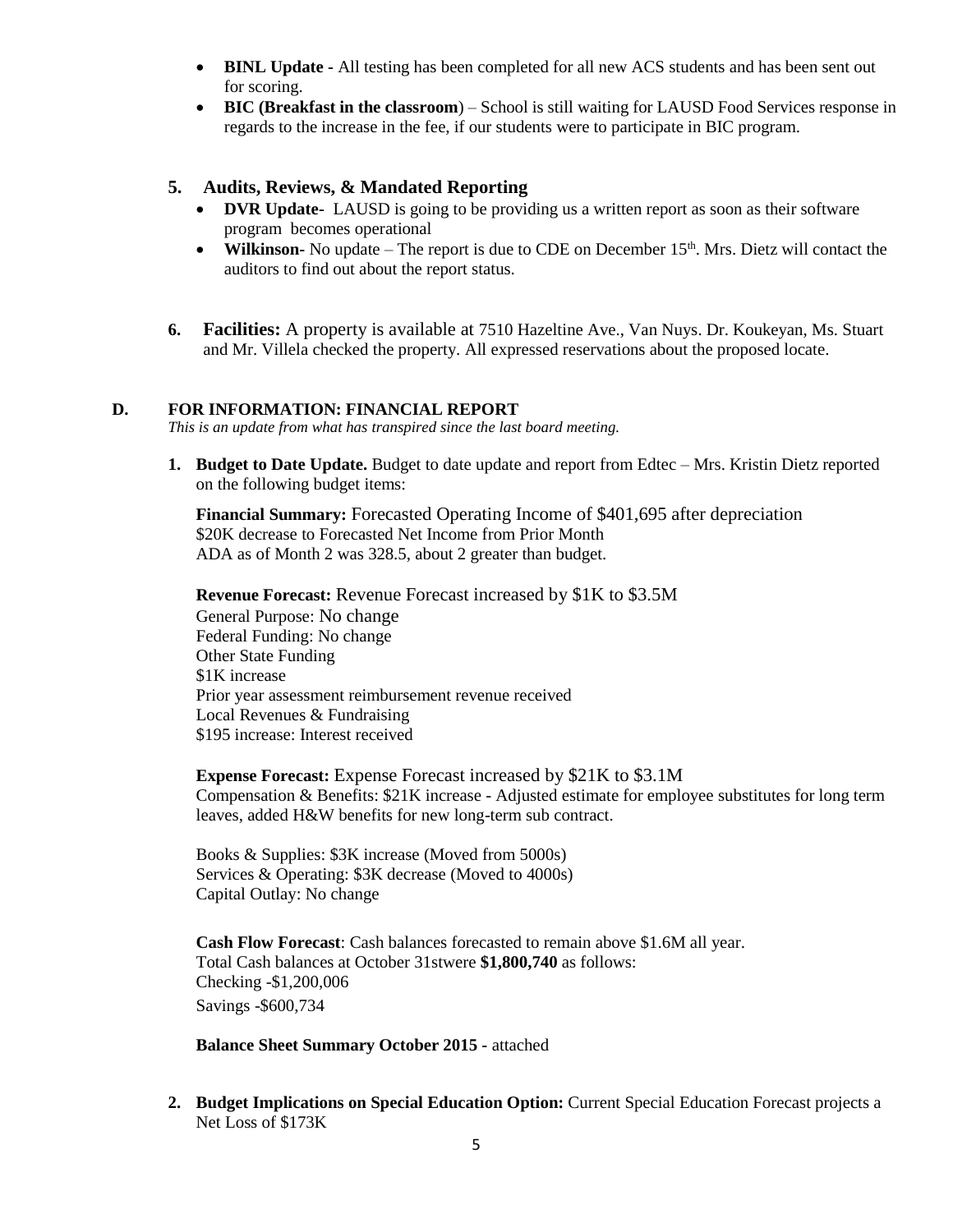- **BINL Update -** All testing has been completed for all new ACS students and has been sent out for scoring.
- **BIC (Breakfast in the classroom**) – School is still waiting for LAUSD Food Services response in regards to the increase in the fee, if our students were to participate in BIC program.

### 5. Audits, Reviews, & Mandated Reporting

- **DVR Update-** LAUSD is going to be providing us a written report as soon as their software program becomes operational
- **Wilkinson-** No update – The report is due to CDE on December 15th. Mrs. Dietz will contact the auditors to find out about the report status.

**6. Facilities:** A property is available at 7510 Hazeltine Ave., Van Nuys. Dr. Koukeyan, Ms. Stuart and Mr. Villela checked the property. All expressed reservations about the proposed locate.

## D. FOR INFORMATION: FINANCIAL REPORT

*This is an update from what has transpired since the last board meeting.*

**1. Budget to Date Update.** Budget to date update and report from Edtec – Mrs. Kristin Dietz reported on the following budget items:

**Financial Summary:** Forecasted Operating Income of $401,695 after depreciation
$20K decrease to Forecasted Net Income from Prior Month
ADA as of Month 2 was 328.5, about 2 greater than budget.

**Revenue Forecast:** Revenue Forecast increased by $1K to $3.5M
General Purpose: No change
Federal Funding: No change
Other State Funding
$1K increase
Prior year assessment reimbursement revenue received
Local Revenues & Fundraising
$195 increase: Interest received

**Expense Forecast:** Expense Forecast increased by $21K to $3.1M
Compensation & Benefits: $21K increase - Adjusted estimate for employee substitutes for long term leaves, added H&W benefits for new long-term sub contract.

Books & Supplies: $3K increase (Moved from 5000s)
Services & Operating: $3K decrease (Moved to 4000s)
Capital Outlay: No change

**Cash Flow Forecast**: Cash balances forecasted to remain above $1.6M all year.
Total Cash balances at October 31stwere **$1,800,740** as follows:
Checking -$1,200,006
Savings -$600,734

**Balance Sheet Summary October 2015 -** attached

**2. Budget Implications on Special Education Option:** Current Special Education Forecast projects a Net Loss of $173K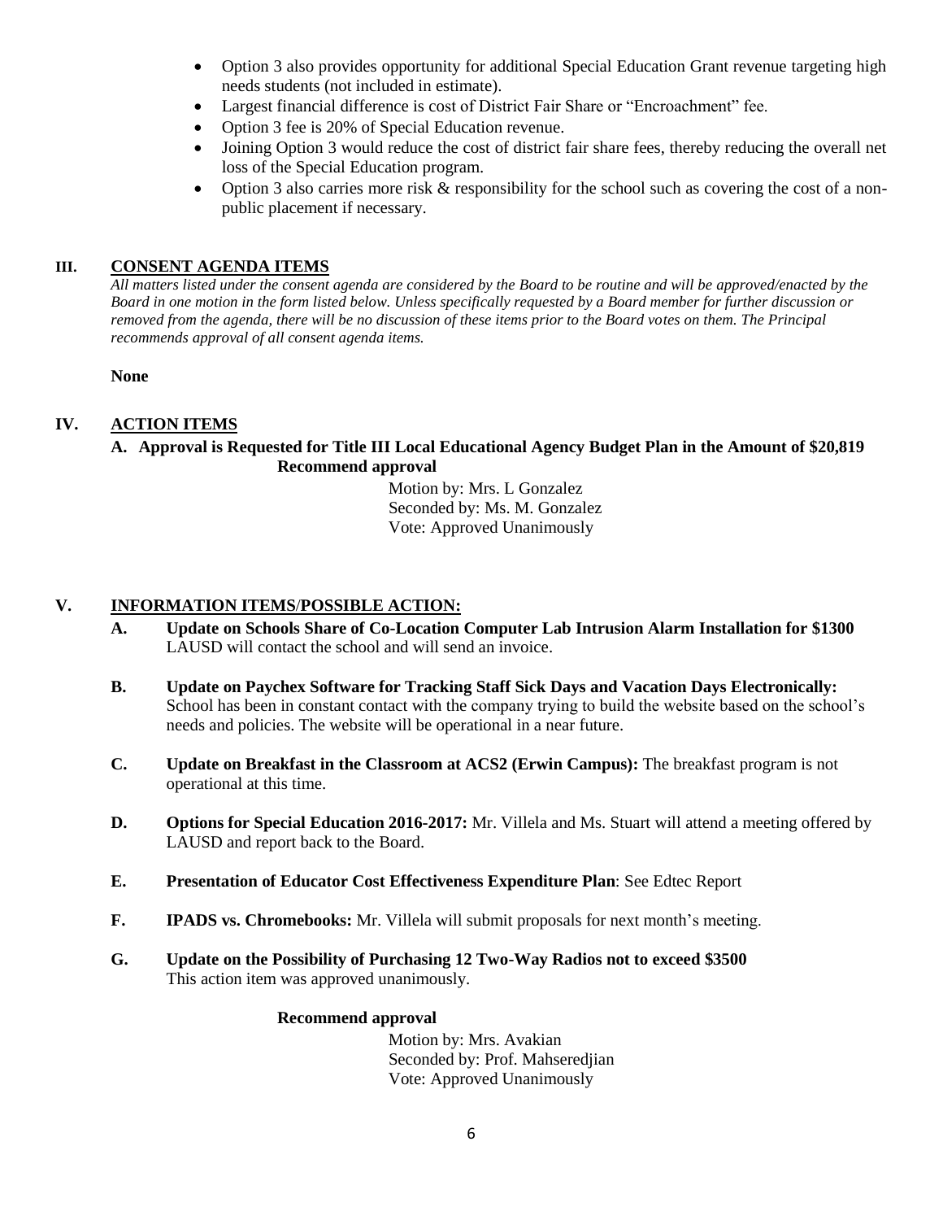- Option 3 also provides opportunity for additional Special Education Grant revenue targeting high needs students (not included in estimate).
- Largest financial difference is cost of District Fair Share or "Encroachment" fee.
- Option 3 fee is 20% of Special Education revenue.
- Joining Option 3 would reduce the cost of district fair share fees, thereby reducing the overall net loss of the Special Education program.
- Option 3 also carries more risk & responsibility for the school such as covering the cost of a non-public placement if necessary.

## III. CONSENT AGENDA ITEMS

*All matters listed under the consent agenda are considered by the Board to be routine and will be approved/enacted by the Board in one motion in the form listed below. Unless specifically requested by a Board member for further discussion or removed from the agenda, there will be no discussion of these items prior to the Board votes on them. The Principal recommends approval of all consent agenda items.*

**None**

## IV. ACTION ITEMS

**A. Approval is Requested for Title III Local Educational Agency Budget Plan in the Amount of $20,819**
**Recommend approval**

Motion by: Mrs. L Gonzalez
Seconded by: Ms. M. Gonzalez
Vote: Approved Unanimously

## V. INFORMATION ITEMS/POSSIBLE ACTION:

**A. Update on Schools Share of Co-Location Computer Lab Intrusion Alarm Installation for $1300**
LAUSD will contact the school and will send an invoice.

**B. Update on Paychex Software for Tracking Staff Sick Days and Vacation Days Electronically:** School has been in constant contact with the company trying to build the website based on the school's needs and policies. The website will be operational in a near future.

**C. Update on Breakfast in the Classroom at ACS2 (Erwin Campus):** The breakfast program is not operational at this time.

**D. Options for Special Education 2016-2017:** Mr. Villela and Ms. Stuart will attend a meeting offered by LAUSD and report back to the Board.

**E. Presentation of Educator Cost Effectiveness Expenditure Plan**: See Edtec Report

**F. IPADS vs. Chromebooks:** Mr. Villela will submit proposals for next month's meeting.

**G. Update on the Possibility of Purchasing 12 Two-Way Radios not to exceed $3500**
This action item was approved unanimously.

**Recommend approval**

Motion by: Mrs. Avakian
Seconded by: Prof. Mahseredjian
Vote: Approved Unanimously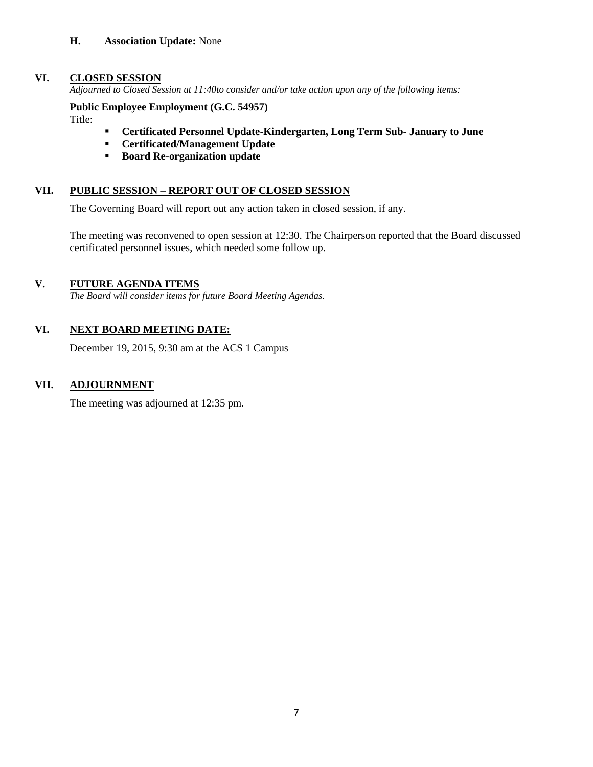**H. Association Update:** None

## VI. CLOSED SESSION

*Adjourned to Closed Session at 11:40to consider and/or take action upon any of the following items:*

**Public Employee Employment (G.C. 54957)**

Title:

- **Certificated Personnel Update-Kindergarten, Long Term Sub- January to June**
- **Certificated/Management Update**
- **Board Re-organization update**

## VII. PUBLIC SESSION – REPORT OUT OF CLOSED SESSION

The Governing Board will report out any action taken in closed session, if any.

The meeting was reconvened to open session at 12:30. The Chairperson reported that the Board discussed certificated personnel issues, which needed some follow up.

## V. FUTURE AGENDA ITEMS

*The Board will consider items for future Board Meeting Agendas.*

## VI. NEXT BOARD MEETING DATE:

December 19, 2015, 9:30 am at the ACS 1 Campus

## VII. ADJOURNMENT

The meeting was adjourned at 12:35 pm.